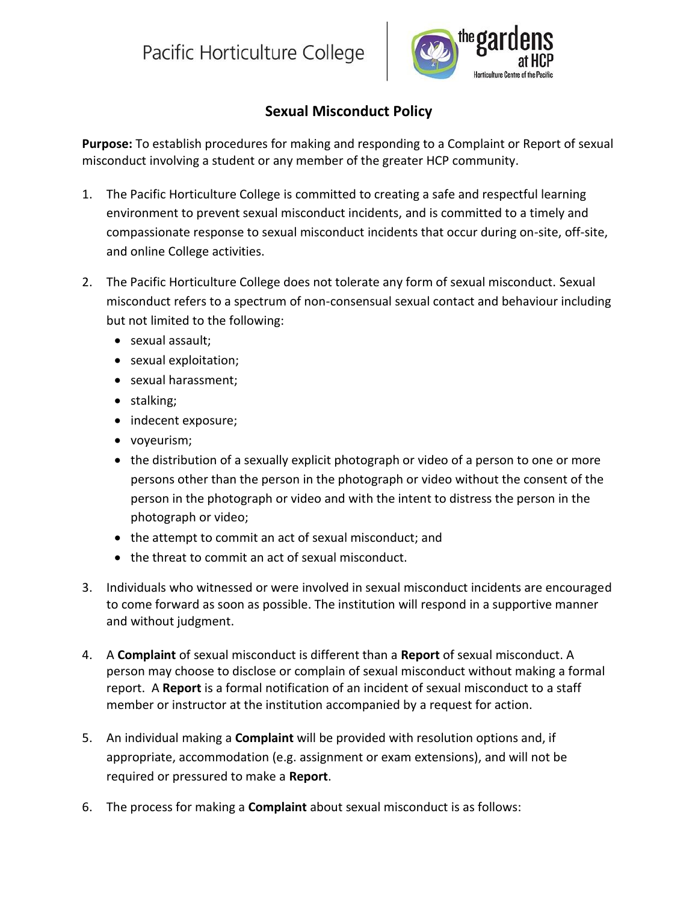Pacific Horticulture College

# Sexual Misconduct Policy

**Purpose:** To establish procedures for making and responding to a Complaint or Report of sexual misconduct involving a student or any member of the greater HCP community.

1. The Pacific Horticulture College is committed to creating a safe and respectful learning environment to prevent sexual misconduct incidents, and is committed to a timely and compassionate response to sexual misconduct incidents that occur during on-site, off-site, and online College activities.

2. The Pacific Horticulture College does not tolerate any form of sexual misconduct. Sexual misconduct refers to a spectrum of non-consensual sexual contact and behaviour including but not limited to the following:
   - sexual assault;
   - sexual exploitation;
   - sexual harassment;
   - stalking;
   - indecent exposure;
   - voyeurism;
   - the distribution of a sexually explicit photograph or video of a person to one or more persons other than the person in the photograph or video without the consent of the person in the photograph or video and with the intent to distress the person in the photograph or video;
   - the attempt to commit an act of sexual misconduct; and
   - the threat to commit an act of sexual misconduct.

3. Individuals who witnessed or were involved in sexual misconduct incidents are encouraged to come forward as soon as possible. The institution will respond in a supportive manner and without judgment.

4. A **Complaint** of sexual misconduct is different than a **Report** of sexual misconduct. A person may choose to disclose or complain of sexual misconduct without making a formal report. A **Report** is a formal notification of an incident of sexual misconduct to a staff member or instructor at the institution accompanied by a request for action.

5. An individual making a **Complaint** will be provided with resolution options and, if appropriate, accommodation (e.g. assignment or exam extensions), and will not be required or pressured to make a **Report**.

6. The process for making a **Complaint** about sexual misconduct is as follows: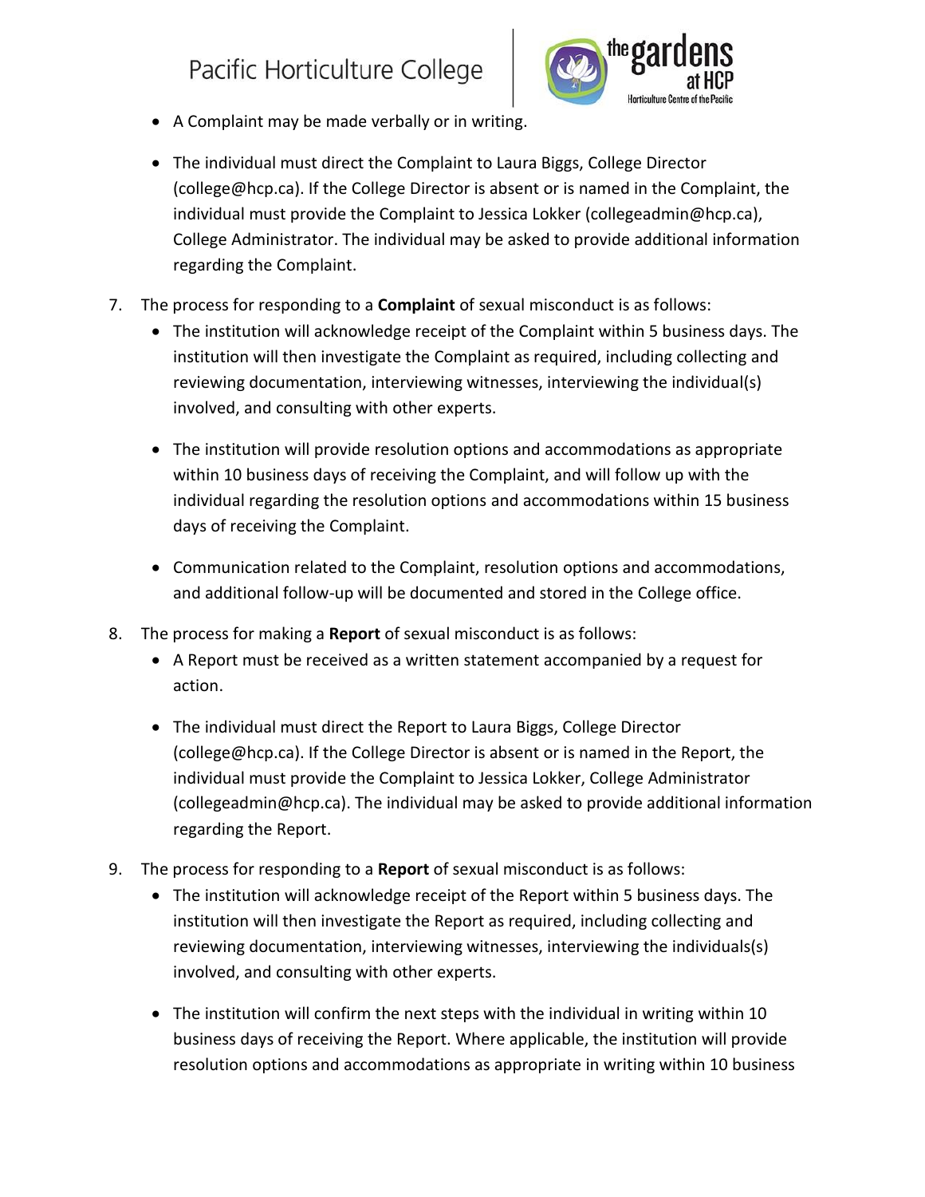- A Complaint may be made verbally or in writing.

- The individual must direct the Complaint to Laura Biggs, College Director (college@hcp.ca). If the College Director is absent or is named in the Complaint, the individual must provide the Complaint to Jessica Lokker (collegeadmin@hcp.ca), College Administrator. The individual may be asked to provide additional information regarding the Complaint.

7. The process for responding to a **Complaint** of sexual misconduct is as follows:
   - The institution will acknowledge receipt of the Complaint within 5 business days. The institution will then investigate the Complaint as required, including collecting and reviewing documentation, interviewing witnesses, interviewing the individual(s) involved, and consulting with other experts.

   - The institution will provide resolution options and accommodations as appropriate within 10 business days of receiving the Complaint, and will follow up with the individual regarding the resolution options and accommodations within 15 business days of receiving the Complaint.

   - Communication related to the Complaint, resolution options and accommodations, and additional follow-up will be documented and stored in the College office.

8. The process for making a **Report** of sexual misconduct is as follows:
   - A Report must be received as a written statement accompanied by a request for action.

   - The individual must direct the Report to Laura Biggs, College Director (college@hcp.ca). If the College Director is absent or is named in the Report, the individual must provide the Complaint to Jessica Lokker, College Administrator (collegeadmin@hcp.ca). The individual may be asked to provide additional information regarding the Report.

9. The process for responding to a **Report** of sexual misconduct is as follows:
   - The institution will acknowledge receipt of the Report within 5 business days. The institution will then investigate the Report as required, including collecting and reviewing documentation, interviewing witnesses, interviewing the individuals(s) involved, and consulting with other experts.

   - The institution will confirm the next steps with the individual in writing within 10 business days of receiving the Report. Where applicable, the institution will provide resolution options and accommodations as appropriate in writing within 10 business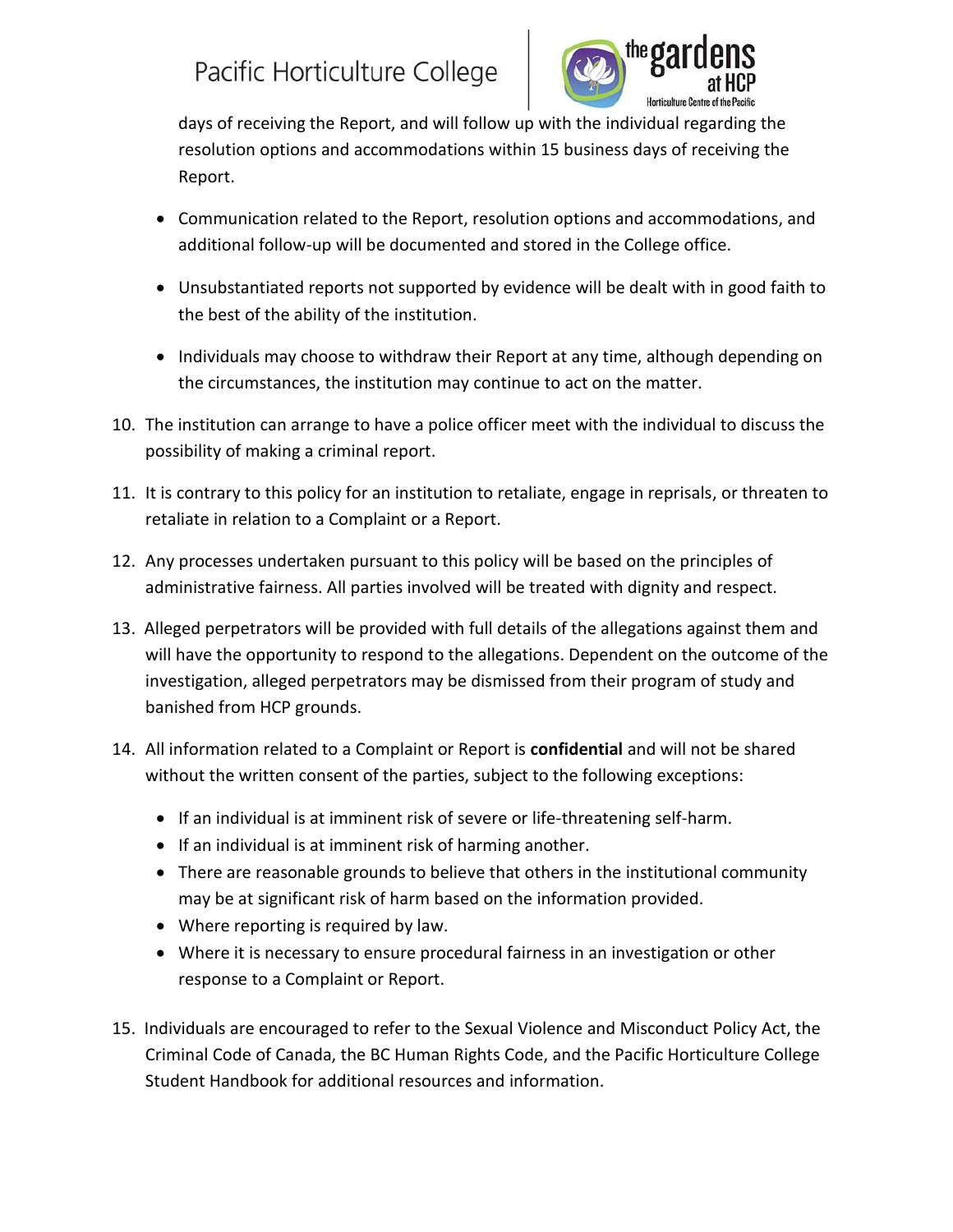days of receiving the Report, and will follow up with the individual regarding the resolution options and accommodations within 15 business days of receiving the Report.

- Communication related to the Report, resolution options and accommodations, and additional follow-up will be documented and stored in the College office.
- Unsubstantiated reports not supported by evidence will be dealt with in good faith to the best of the ability of the institution.
- Individuals may choose to withdraw their Report at any time, although depending on the circumstances, the institution may continue to act on the matter.

10. The institution can arrange to have a police officer meet with the individual to discuss the possibility of making a criminal report.
11. It is contrary to this policy for an institution to retaliate, engage in reprisals, or threaten to retaliate in relation to a Complaint or a Report.
12. Any processes undertaken pursuant to this policy will be based on the principles of administrative fairness. All parties involved will be treated with dignity and respect.
13. Alleged perpetrators will be provided with full details of the allegations against them and will have the opportunity to respond to the allegations. Dependent on the outcome of the investigation, alleged perpetrators may be dismissed from their program of study and banished from HCP grounds.
14. All information related to a Complaint or Report is **confidential** and will not be shared without the written consent of the parties, subject to the following exceptions:
    - If an individual is at imminent risk of severe or life-threatening self-harm.
    - If an individual is at imminent risk of harming another.
    - There are reasonable grounds to believe that others in the institutional community may be at significant risk of harm based on the information provided.
    - Where reporting is required by law.
    - Where it is necessary to ensure procedural fairness in an investigation or other response to a Complaint or Report.
15. Individuals are encouraged to refer to the Sexual Violence and Misconduct Policy Act, the Criminal Code of Canada, the BC Human Rights Code, and the Pacific Horticulture College Student Handbook for additional resources and information.